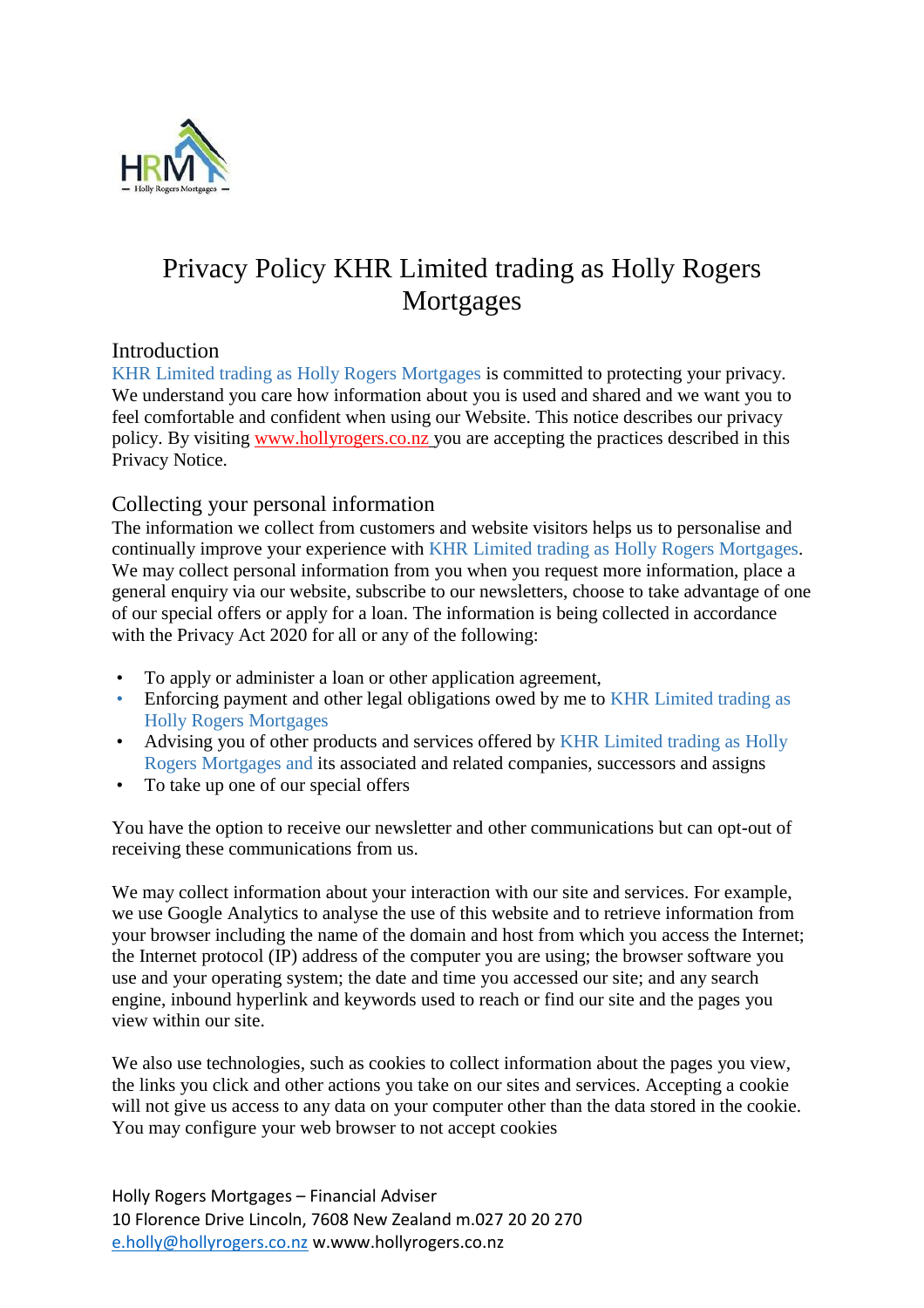# Privacy Policy KHR Limited trading as Holly Rogers Mortgages

## Introduction

KHR Limited trading as Holly Rogers Mortgages is committed to protecting your privacy. We understand you care how information about you is used and shared and we want you to feel comfortable and confident when using our Website. This notice describes our privacy policy. By visiting www.hollyrogers.co.nz you are accepting the practices described in this Privacy Notice.

## Collecting your personal information

The information we collect from customers and website visitors helps us to personalise and continually improve your experience with KHR Limited trading as Holly Rogers Mortgages. We may collect personal information from you when you request more information, place a general enquiry via our website, subscribe to our newsletters, choose to take advantage of one of our special offers or apply for a loan. The information is being collected in accordance with the Privacy Act 2020 for all or any of the following:

- To apply or administer a loan or other application agreement,
- Enforcing payment and other legal obligations owed by me to KHR Limited trading as Holly Rogers Mortgages
- Advising you of other products and services offered by KHR Limited trading as Holly Rogers Mortgages and its associated and related companies, successors and assigns
- To take up one of our special offers

You have the option to receive our newsletter and other communications but can opt-out of receiving these communications from us.

We may collect information about your interaction with our site and services. For example, we use Google Analytics to analyse the use of this website and to retrieve information from your browser including the name of the domain and host from which you access the Internet; the Internet protocol (IP) address of the computer you are using; the browser software you use and your operating system; the date and time you accessed our site; and any search engine, inbound hyperlink and keywords used to reach or find our site and the pages you view within our site.

We also use technologies, such as cookies to collect information about the pages you view, the links you click and other actions you take on our sites and services. Accepting a cookie will not give us access to any data on your computer other than the data stored in the cookie. You may configure your web browser to not accept cookies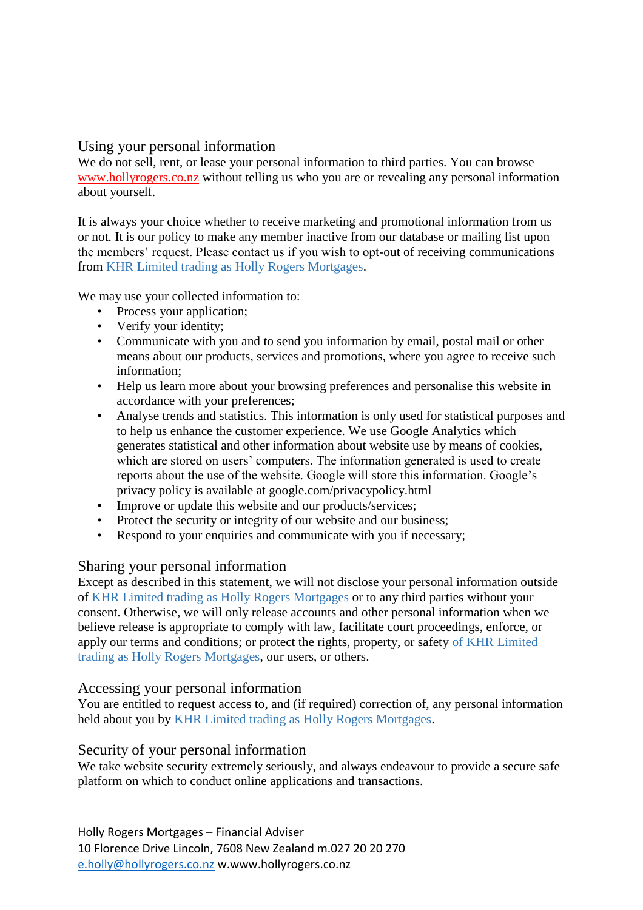## Using your personal information

We do not sell, rent, or lease your personal information to third parties. You can browse www.hollyrogers.co.nz without telling us who you are or revealing any personal information about yourself.

It is always your choice whether to receive marketing and promotional information from us or not. It is our policy to make any member inactive from our database or mailing list upon the members' request. Please contact us if you wish to opt-out of receiving communications from KHR Limited trading as Holly Rogers Mortgages.

We may use your collected information to:

- Process your application;
- Verify your identity;
- Communicate with you and to send you information by email, postal mail or other means about our products, services and promotions, where you agree to receive such information;
- Help us learn more about your browsing preferences and personalise this website in accordance with your preferences;
- Analyse trends and statistics. This information is only used for statistical purposes and to help us enhance the customer experience. We use Google Analytics which generates statistical and other information about website use by means of cookies, which are stored on users' computers. The information generated is used to create reports about the use of the website. Google will store this information. Google's privacy policy is available at google.com/privacypolicy.html
- Improve or update this website and our products/services;
- Protect the security or integrity of our website and our business;
- Respond to your enquiries and communicate with you if necessary;

## Sharing your personal information

Except as described in this statement, we will not disclose your personal information outside of KHR Limited trading as Holly Rogers Mortgages or to any third parties without your consent. Otherwise, we will only release accounts and other personal information when we believe release is appropriate to comply with law, facilitate court proceedings, enforce, or apply our terms and conditions; or protect the rights, property, or safety of KHR Limited trading as Holly Rogers Mortgages, our users, or others.

## Accessing your personal information

You are entitled to request access to, and (if required) correction of, any personal information held about you by KHR Limited trading as Holly Rogers Mortgages.

## Security of your personal information

We take website security extremely seriously, and always endeavour to provide a secure safe platform on which to conduct online applications and transactions.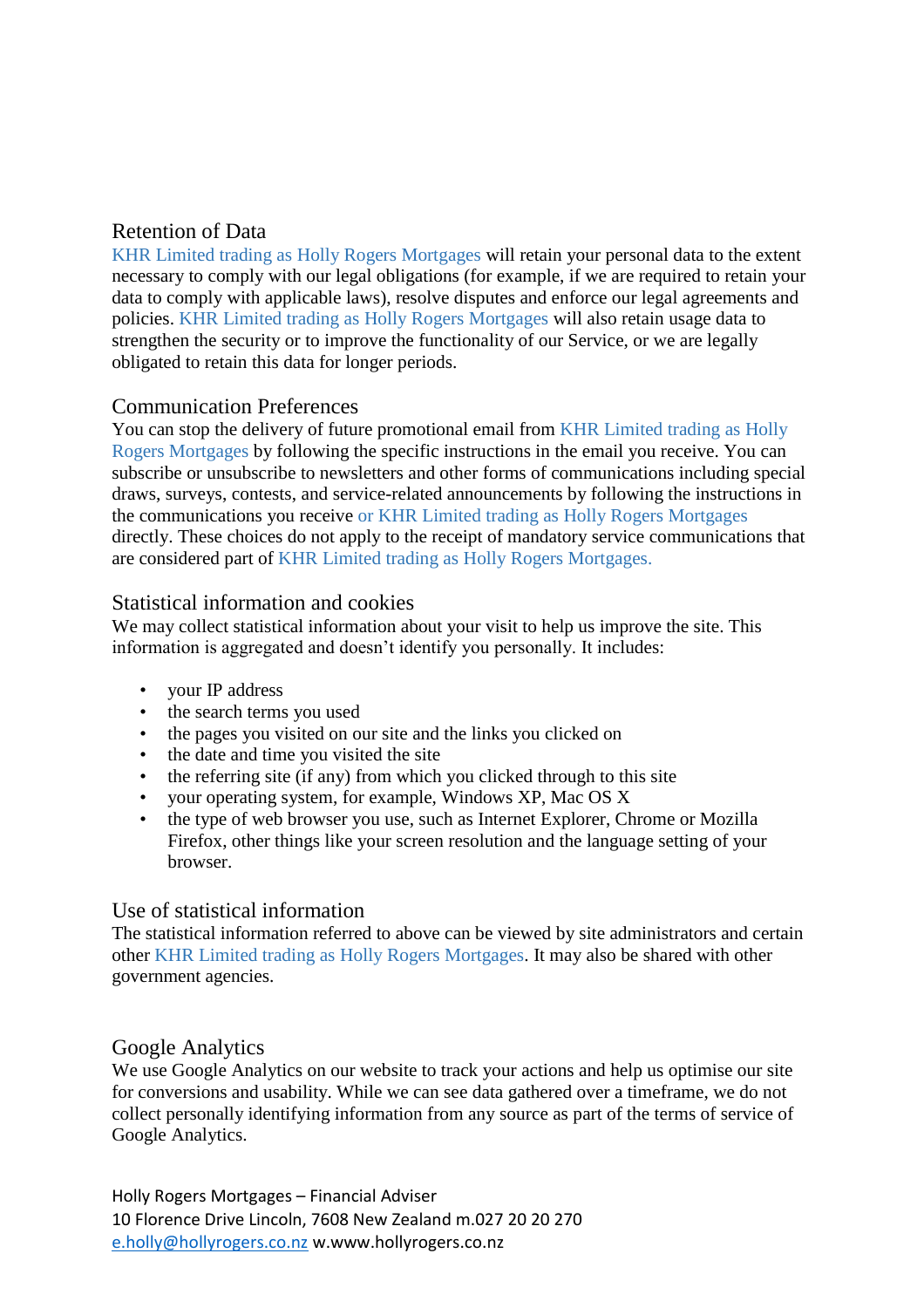## Retention of Data

KHR Limited trading as Holly Rogers Mortgages will retain your personal data to the extent necessary to comply with our legal obligations (for example, if we are required to retain your data to comply with applicable laws), resolve disputes and enforce our legal agreements and policies. KHR Limited trading as Holly Rogers Mortgages will also retain usage data to strengthen the security or to improve the functionality of our Service, or we are legally obligated to retain this data for longer periods.

## Communication Preferences

You can stop the delivery of future promotional email from KHR Limited trading as Holly Rogers Mortgages by following the specific instructions in the email you receive. You can subscribe or unsubscribe to newsletters and other forms of communications including special draws, surveys, contests, and service-related announcements by following the instructions in the communications you receive or KHR Limited trading as Holly Rogers Mortgages directly. These choices do not apply to the receipt of mandatory service communications that are considered part of KHR Limited trading as Holly Rogers Mortgages.

## Statistical information and cookies

We may collect statistical information about your visit to help us improve the site. This information is aggregated and doesn't identify you personally. It includes:

- your IP address
- the search terms you used
- the pages you visited on our site and the links you clicked on
- the date and time you visited the site
- the referring site (if any) from which you clicked through to this site
- your operating system, for example, Windows XP, Mac OS X
- the type of web browser you use, such as Internet Explorer, Chrome or Mozilla Firefox, other things like your screen resolution and the language setting of your browser.

## Use of statistical information

The statistical information referred to above can be viewed by site administrators and certain other KHR Limited trading as Holly Rogers Mortgages. It may also be shared with other government agencies.

## Google Analytics

We use Google Analytics on our website to track your actions and help us optimise our site for conversions and usability. While we can see data gathered over a timeframe, we do not collect personally identifying information from any source as part of the terms of service of Google Analytics.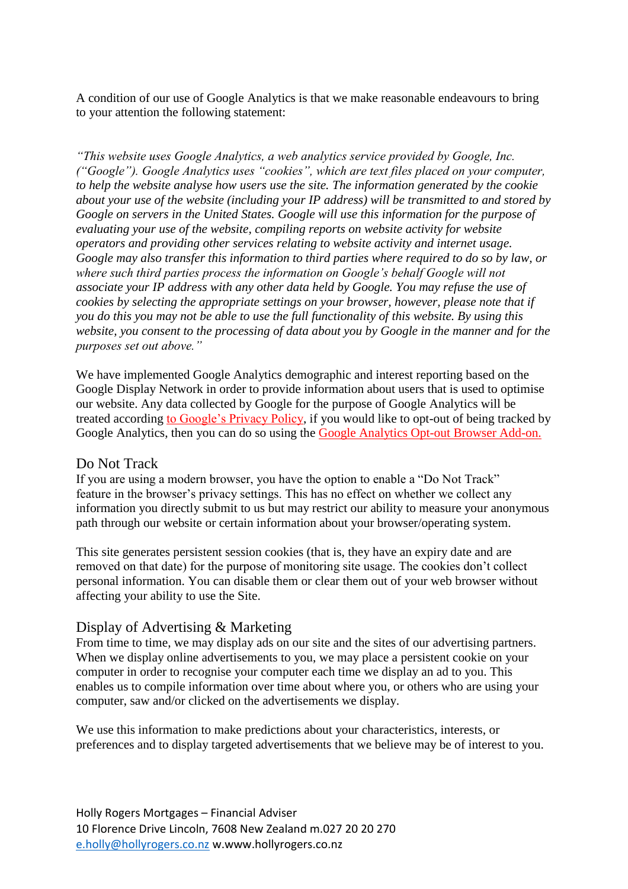A condition of our use of Google Analytics is that we make reasonable endeavours to bring to your attention the following statement:

*"This website uses Google Analytics, a web analytics service provided by Google, Inc. ("Google"). Google Analytics uses "cookies", which are text files placed on your computer, to help the website analyse how users use the site. The information generated by the cookie about your use of the website (including your IP address) will be transmitted to and stored by Google on servers in the United States. Google will use this information for the purpose of evaluating your use of the website, compiling reports on website activity for website operators and providing other services relating to website activity and internet usage. Google may also transfer this information to third parties where required to do so by law, or where such third parties process the information on Google's behalf Google will not associate your IP address with any other data held by Google. You may refuse the use of cookies by selecting the appropriate settings on your browser, however, please note that if you do this you may not be able to use the full functionality of this website. By using this website, you consent to the processing of data about you by Google in the manner and for the purposes set out above."*

We have implemented Google Analytics demographic and interest reporting based on the Google Display Network in order to provide information about users that is used to optimise our website. Any data collected by Google for the purpose of Google Analytics will be treated according to Google's Privacy Policy, if you would like to opt-out of being tracked by Google Analytics, then you can do so using the Google Analytics Opt-out Browser Add-on.

## Do Not Track

If you are using a modern browser, you have the option to enable a "Do Not Track" feature in the browser's privacy settings. This has no effect on whether we collect any information you directly submit to us but may restrict our ability to measure your anonymous path through our website or certain information about your browser/operating system.

This site generates persistent session cookies (that is, they have an expiry date and are removed on that date) for the purpose of monitoring site usage. The cookies don't collect personal information. You can disable them or clear them out of your web browser without affecting your ability to use the Site.

## Display of Advertising & Marketing

From time to time, we may display ads on our site and the sites of our advertising partners. When we display online advertisements to you, we may place a persistent cookie on your computer in order to recognise your computer each time we display an ad to you. This enables us to compile information over time about where you, or others who are using your computer, saw and/or clicked on the advertisements we display.

We use this information to make predictions about your characteristics, interests, or preferences and to display targeted advertisements that we believe may be of interest to you.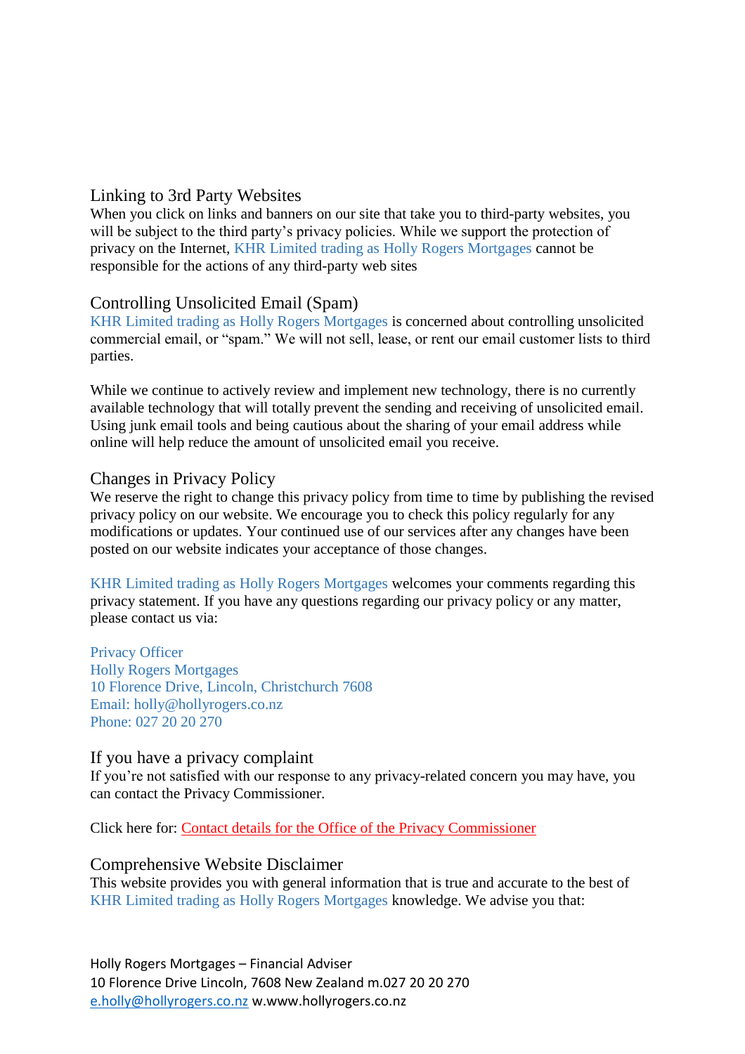## Linking to 3rd Party Websites

When you click on links and banners on our site that take you to third-party websites, you will be subject to the third party's privacy policies. While we support the protection of privacy on the Internet, KHR Limited trading as Holly Rogers Mortgages cannot be responsible for the actions of any third-party web sites

## Controlling Unsolicited Email (Spam)

KHR Limited trading as Holly Rogers Mortgages is concerned about controlling unsolicited commercial email, or "spam." We will not sell, lease, or rent our email customer lists to third parties.

While we continue to actively review and implement new technology, there is no currently available technology that will totally prevent the sending and receiving of unsolicited email. Using junk email tools and being cautious about the sharing of your email address while online will help reduce the amount of unsolicited email you receive.

## Changes in Privacy Policy

We reserve the right to change this privacy policy from time to time by publishing the revised privacy policy on our website. We encourage you to check this policy regularly for any modifications or updates. Your continued use of our services after any changes have been posted on our website indicates your acceptance of those changes.

KHR Limited trading as Holly Rogers Mortgages welcomes your comments regarding this privacy statement. If you have any questions regarding our privacy policy or any matter, please contact us via:

Privacy Officer
Holly Rogers Mortgages
10 Florence Drive, Lincoln, Christchurch 7608
Email: holly@hollyrogers.co.nz
Phone: 027 20 20 270

## If you have a privacy complaint

If you're not satisfied with our response to any privacy-related concern you may have, you can contact the Privacy Commissioner.

Click here for: Contact details for the Office of the Privacy Commissioner

## Comprehensive Website Disclaimer

This website provides you with general information that is true and accurate to the best of KHR Limited trading as Holly Rogers Mortgages knowledge. We advise you that: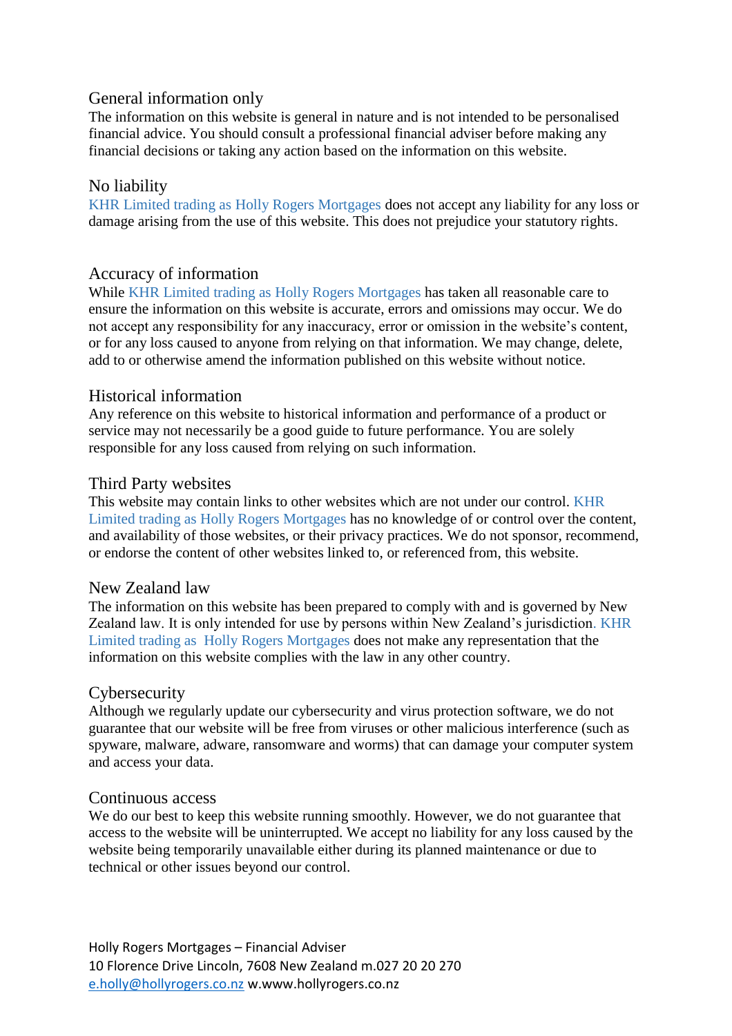## General information only

The information on this website is general in nature and is not intended to be personalised financial advice. You should consult a professional financial adviser before making any financial decisions or taking any action based on the information on this website.

## No liability

KHR Limited trading as Holly Rogers Mortgages does not accept any liability for any loss or damage arising from the use of this website. This does not prejudice your statutory rights.

## Accuracy of information

While KHR Limited trading as Holly Rogers Mortgages has taken all reasonable care to ensure the information on this website is accurate, errors and omissions may occur. We do not accept any responsibility for any inaccuracy, error or omission in the website's content, or for any loss caused to anyone from relying on that information. We may change, delete, add to or otherwise amend the information published on this website without notice.

## Historical information

Any reference on this website to historical information and performance of a product or service may not necessarily be a good guide to future performance. You are solely responsible for any loss caused from relying on such information.

## Third Party websites

This website may contain links to other websites which are not under our control. KHR Limited trading as Holly Rogers Mortgages has no knowledge of or control over the content, and availability of those websites, or their privacy practices. We do not sponsor, recommend, or endorse the content of other websites linked to, or referenced from, this website.

## New Zealand law

The information on this website has been prepared to comply with and is governed by New Zealand law. It is only intended for use by persons within New Zealand's jurisdiction. KHR Limited trading as Holly Rogers Mortgages does not make any representation that the information on this website complies with the law in any other country.

## Cybersecurity

Although we regularly update our cybersecurity and virus protection software, we do not guarantee that our website will be free from viruses or other malicious interference (such as spyware, malware, adware, ransomware and worms) that can damage your computer system and access your data.

## Continuous access

We do our best to keep this website running smoothly. However, we do not guarantee that access to the website will be uninterrupted. We accept no liability for any loss caused by the website being temporarily unavailable either during its planned maintenance or due to technical or other issues beyond our control.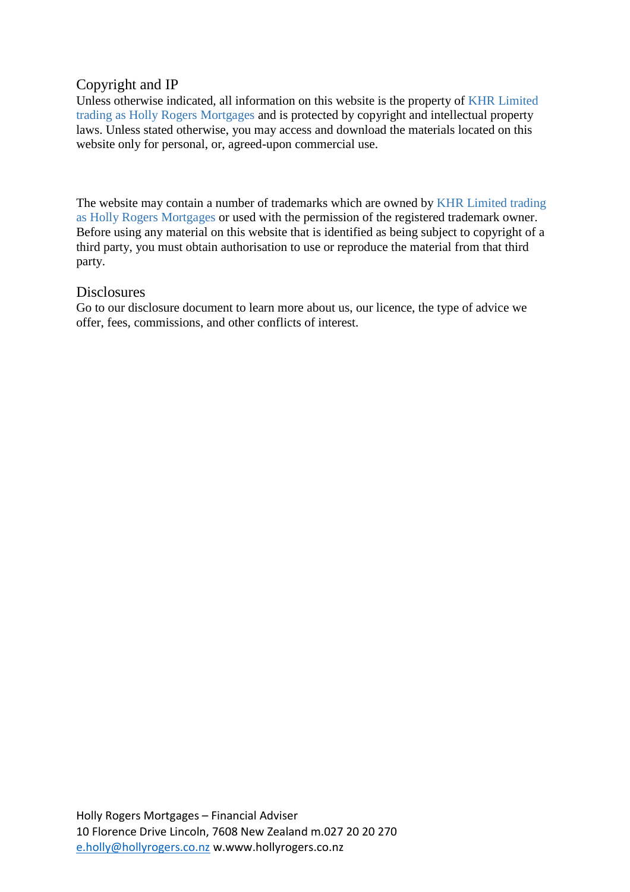## Copyright and IP

Unless otherwise indicated, all information on this website is the property of KHR Limited trading as Holly Rogers Mortgages and is protected by copyright and intellectual property laws. Unless stated otherwise, you may access and download the materials located on this website only for personal, or, agreed-upon commercial use.

The website may contain a number of trademarks which are owned by KHR Limited trading as Holly Rogers Mortgages or used with the permission of the registered trademark owner. Before using any material on this website that is identified as being subject to copyright of a third party, you must obtain authorisation to use or reproduce the material from that third party.

## Disclosures

Go to our disclosure document to learn more about us, our licence, the type of advice we offer, fees, commissions, and other conflicts of interest.